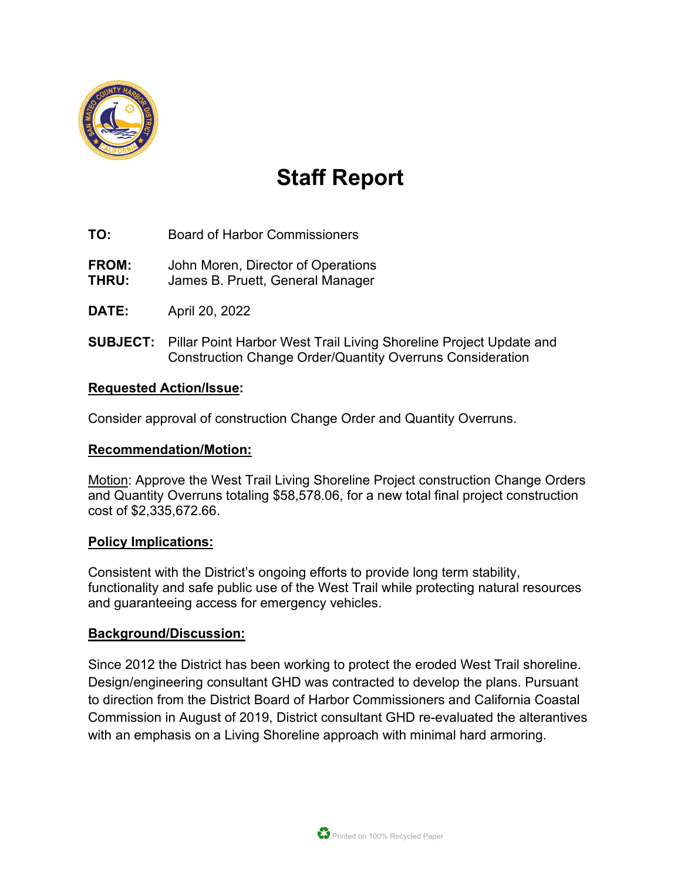# Staff Report

**TO:** Board of Harbor Commissioners

**FROM:** John Moren, Director of Operations
**THRU:** James B. Pruett, General Manager

**DATE:** April 20, 2022

**SUBJECT:** Pillar Point Harbor West Trail Living Shoreline Project Update and Construction Change Order/Quantity Overruns Consideration

## Requested Action/Issue:

Consider approval of construction Change Order and Quantity Overruns.

## Recommendation/Motion:

Motion: Approve the West Trail Living Shoreline Project construction Change Orders and Quantity Overruns totaling $58,578.06, for a new total final project construction cost of $2,335,672.66.

## Policy Implications:

Consistent with the District's ongoing efforts to provide long term stability, functionality and safe public use of the West Trail while protecting natural resources and guaranteeing access for emergency vehicles.

## Background/Discussion:

Since 2012 the District has been working to protect the eroded West Trail shoreline. Design/engineering consultant GHD was contracted to develop the plans. Pursuant to direction from the District Board of Harbor Commissioners and California Coastal Commission in August of 2019, District consultant GHD re-evaluated the alterantives with an emphasis on a Living Shoreline approach with minimal hard armoring.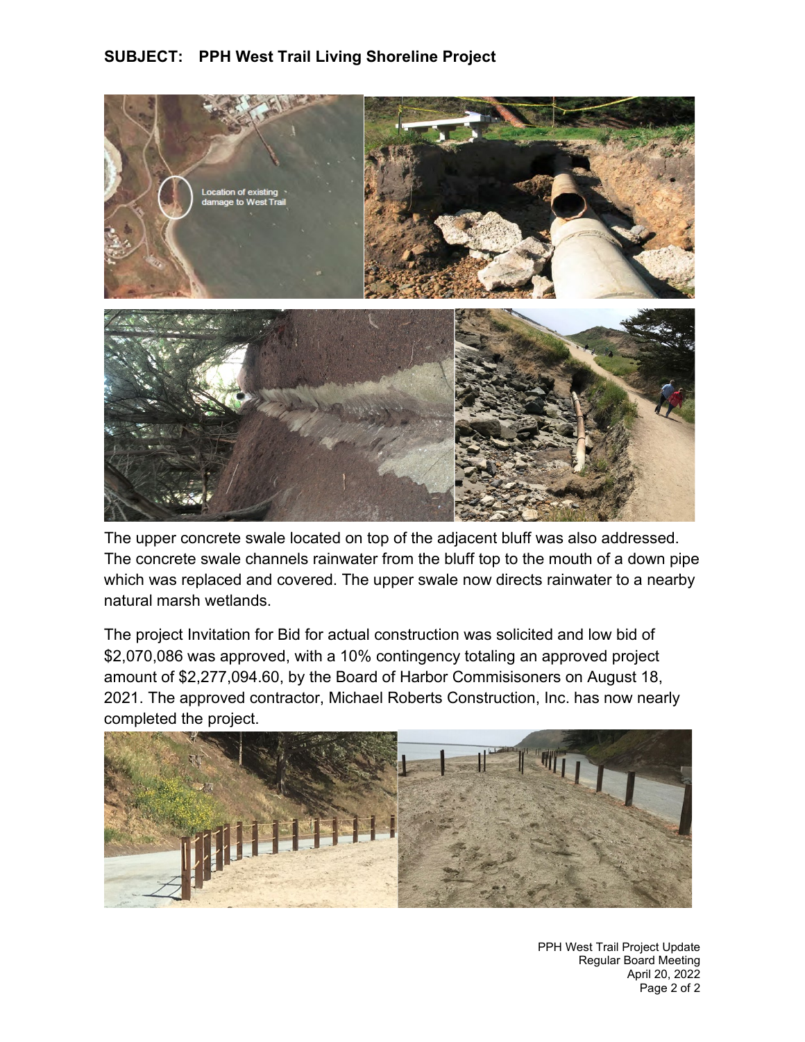**SUBJECT: PPH West Trail Living Shoreline Project**

The upper concrete swale located on top of the adjacent bluff was also addressed. The concrete swale channels rainwater from the bluff top to the mouth of a down pipe which was replaced and covered. The upper swale now directs rainwater to a nearby natural marsh wetlands.

The project Invitation for Bid for actual construction was solicited and low bid of $2,070,086 was approved, with a 10% contingency totaling an approved project amount of $2,277,094.60, by the Board of Harbor Commisisoners on August 18, 2021. The approved contractor, Michael Roberts Construction, Inc. has now nearly completed the project.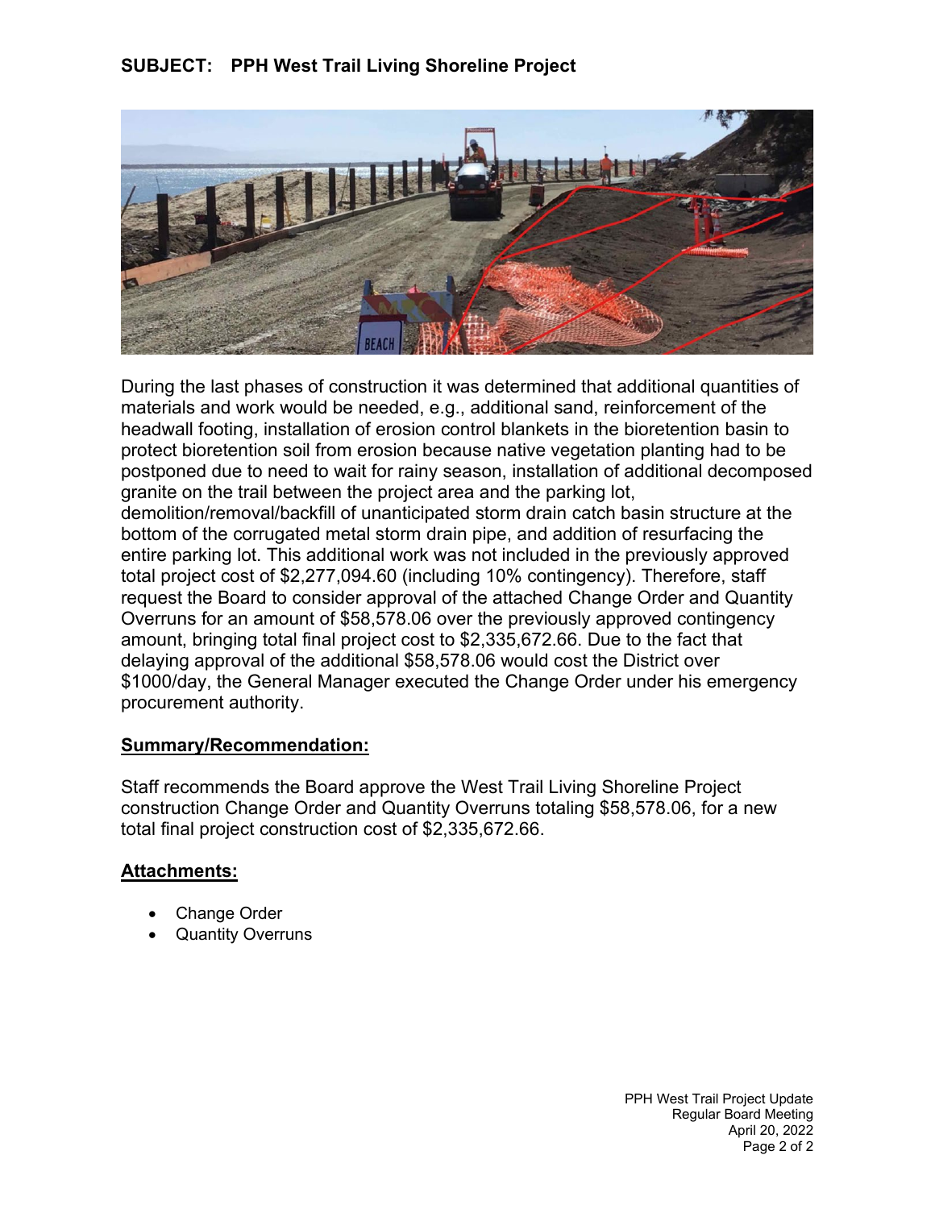**SUBJECT: PPH West Trail Living Shoreline Project**

During the last phases of construction it was determined that additional quantities of materials and work would be needed, e.g., additional sand, reinforcement of the headwall footing, installation of erosion control blankets in the bioretention basin to protect bioretention soil from erosion because native vegetation planting had to be postponed due to need to wait for rainy season, installation of additional decomposed granite on the trail between the project area and the parking lot, demolition/removal/backfill of unanticipated storm drain catch basin structure at the bottom of the corrugated metal storm drain pipe, and addition of resurfacing the entire parking lot. This additional work was not included in the previously approved total project cost of $2,277,094.60 (including 10% contingency). Therefore, staff request the Board to consider approval of the attached Change Order and Quantity Overruns for an amount of $58,578.06 over the previously approved contingency amount, bringing total final project cost to $2,335,672.66. Due to the fact that delaying approval of the additional $58,578.06 would cost the District over $1000/day, the General Manager executed the Change Order under his emergency procurement authority.

**Summary/Recommendation:**

Staff recommends the Board approve the West Trail Living Shoreline Project construction Change Order and Quantity Overruns totaling $58,578.06, for a new total final project construction cost of $2,335,672.66.

**Attachments:**

- Change Order
- Quantity Overruns